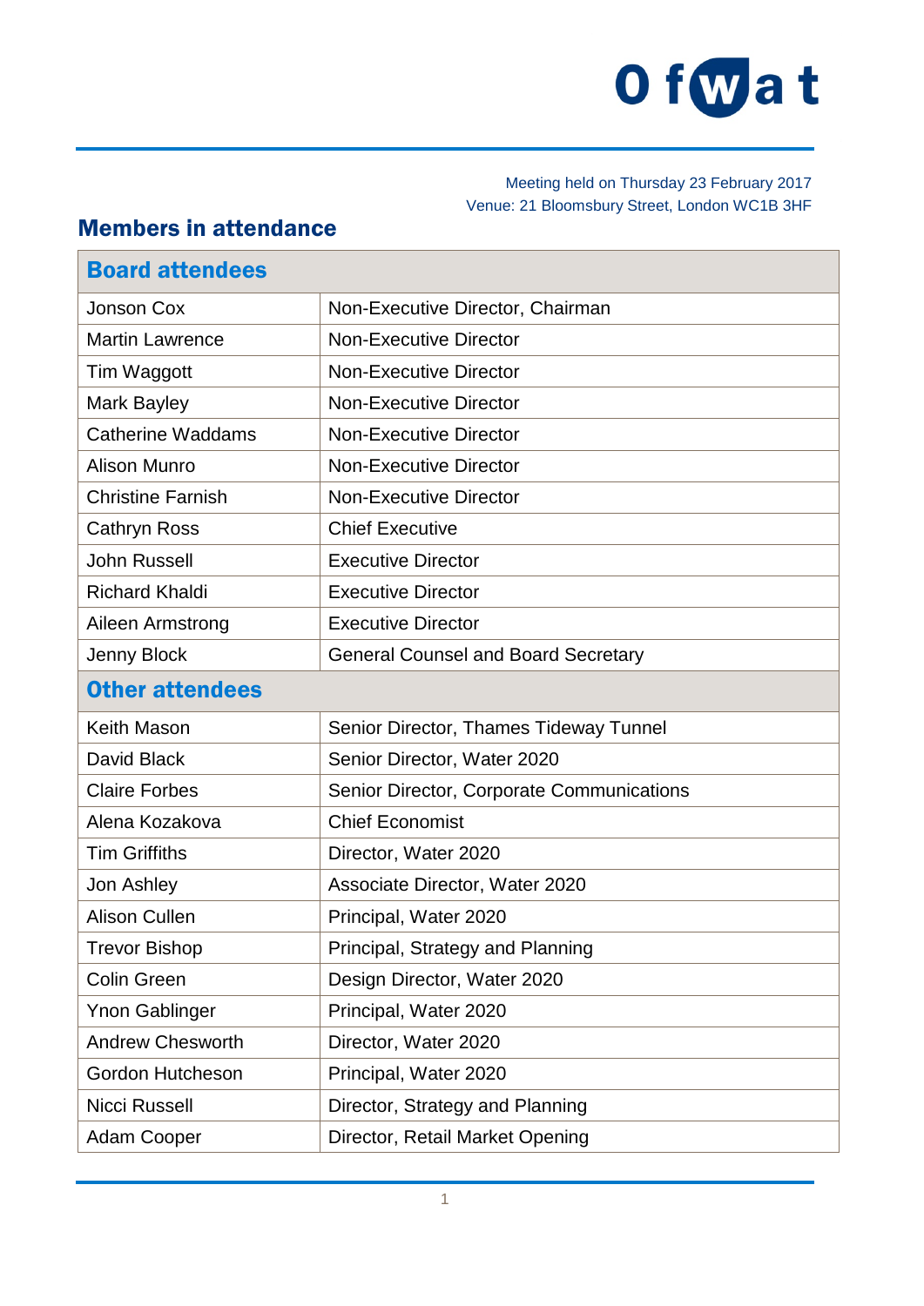Ofwat

Meeting held on Thursday 23 February 2017
Venue: 21 Bloomsbury Street, London WC1B 3HF

## Members in attendance

| **Board attendees** | |
|---|---|
| Jonson Cox | Non-Executive Director, Chairman |
| Martin Lawrence | Non-Executive Director |
| Tim Waggott | Non-Executive Director |
| Mark Bayley | Non-Executive Director |
| Catherine Waddams | Non-Executive Director |
| Alison Munro | Non-Executive Director |
| Christine Farnish | Non-Executive Director |
| Cathryn Ross | Chief Executive |
| John Russell | Executive Director |
| Richard Khaldi | Executive Director |
| Aileen Armstrong | Executive Director |
| Jenny Block | General Counsel and Board Secretary |
| **Other attendees** | |
| Keith Mason | Senior Director, Thames Tideway Tunnel |
| David Black | Senior Director, Water 2020 |
| Claire Forbes | Senior Director, Corporate Communications |
| Alena Kozakova | Chief Economist |
| Tim Griffiths | Director, Water 2020 |
| Jon Ashley | Associate Director, Water 2020 |
| Alison Cullen | Principal, Water 2020 |
| Trevor Bishop | Principal, Strategy and Planning |
| Colin Green | Design Director, Water 2020 |
| Ynon Gablinger | Principal, Water 2020 |
| Andrew Chesworth | Director, Water 2020 |
| Gordon Hutcheson | Principal, Water 2020 |
| Nicci Russell | Director, Strategy and Planning |
| Adam Cooper | Director, Retail Market Opening |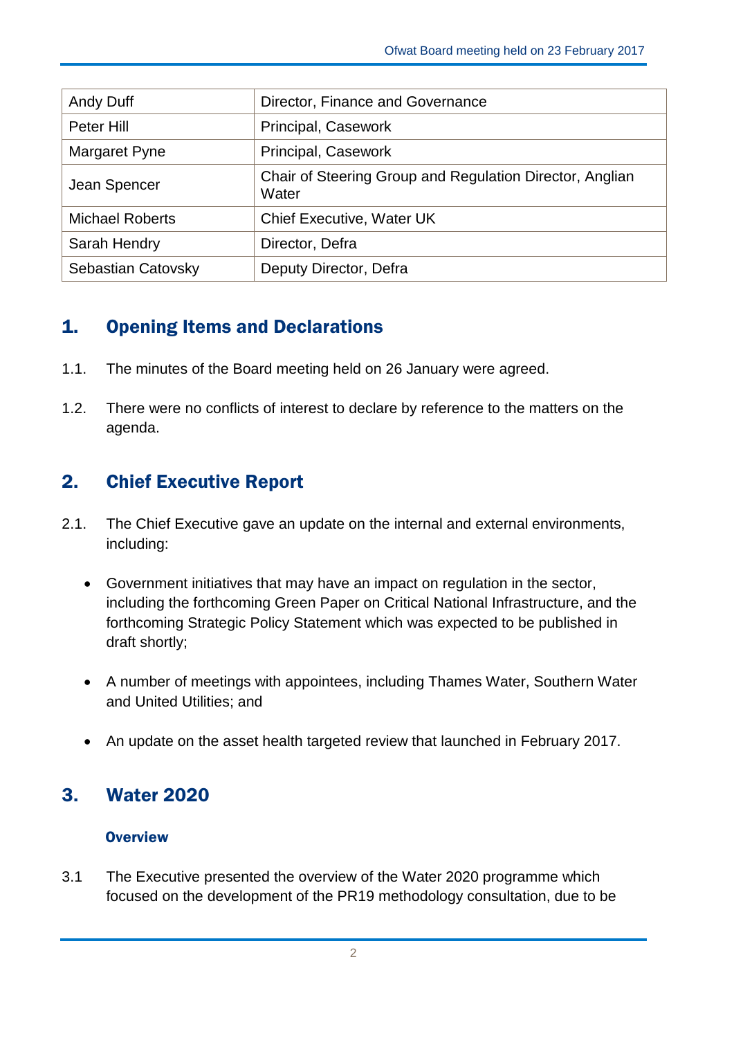| | |
|---|---|
| Andy Duff | Director, Finance and Governance |
| Peter Hill | Principal, Casework |
| Margaret Pyne | Principal, Casework |
| Jean Spencer | Chair of Steering Group and Regulation Director, Anglian Water |
| Michael Roberts | Chief Executive, Water UK |
| Sarah Hendry | Director, Defra |
| Sebastian Catovsky | Deputy Director, Defra |

## 1. Opening Items and Declarations

1.1. The minutes of the Board meeting held on 26 January were agreed.

1.2. There were no conflicts of interest to declare by reference to the matters on the agenda.

## 2. Chief Executive Report

2.1. The Chief Executive gave an update on the internal and external environments, including:

- Government initiatives that may have an impact on regulation in the sector, including the forthcoming Green Paper on Critical National Infrastructure, and the forthcoming Strategic Policy Statement which was expected to be published in draft shortly;
- A number of meetings with appointees, including Thames Water, Southern Water and United Utilities; and
- An update on the asset health targeted review that launched in February 2017.

## 3. Water 2020

### Overview

3.1 The Executive presented the overview of the Water 2020 programme which focused on the development of the PR19 methodology consultation, due to be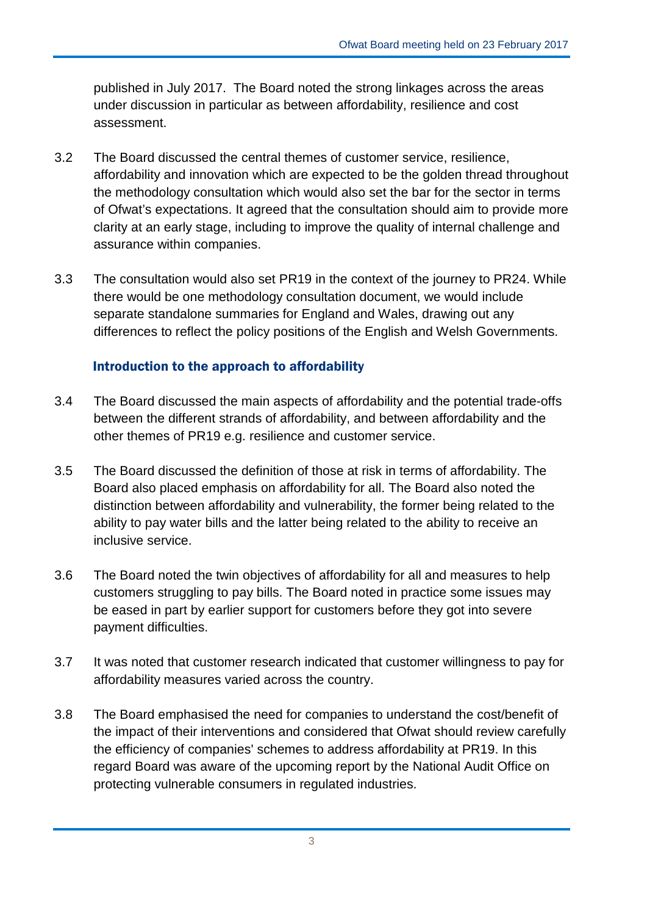published in July 2017. The Board noted the strong linkages across the areas under discussion in particular as between affordability, resilience and cost assessment.

3.2 The Board discussed the central themes of customer service, resilience, affordability and innovation which are expected to be the golden thread throughout the methodology consultation which would also set the bar for the sector in terms of Ofwat's expectations. It agreed that the consultation should aim to provide more clarity at an early stage, including to improve the quality of internal challenge and assurance within companies.

3.3 The consultation would also set PR19 in the context of the journey to PR24. While there would be one methodology consultation document, we would include separate standalone summaries for England and Wales, drawing out any differences to reflect the policy positions of the English and Welsh Governments.

### Introduction to the approach to affordability

3.4 The Board discussed the main aspects of affordability and the potential trade-offs between the different strands of affordability, and between affordability and the other themes of PR19 e.g. resilience and customer service.

3.5 The Board discussed the definition of those at risk in terms of affordability. The Board also placed emphasis on affordability for all. The Board also noted the distinction between affordability and vulnerability, the former being related to the ability to pay water bills and the latter being related to the ability to receive an inclusive service.

3.6 The Board noted the twin objectives of affordability for all and measures to help customers struggling to pay bills. The Board noted in practice some issues may be eased in part by earlier support for customers before they got into severe payment difficulties.

3.7 It was noted that customer research indicated that customer willingness to pay for affordability measures varied across the country.

3.8 The Board emphasised the need for companies to understand the cost/benefit of the impact of their interventions and considered that Ofwat should review carefully the efficiency of companies' schemes to address affordability at PR19. In this regard Board was aware of the upcoming report by the National Audit Office on protecting vulnerable consumers in regulated industries.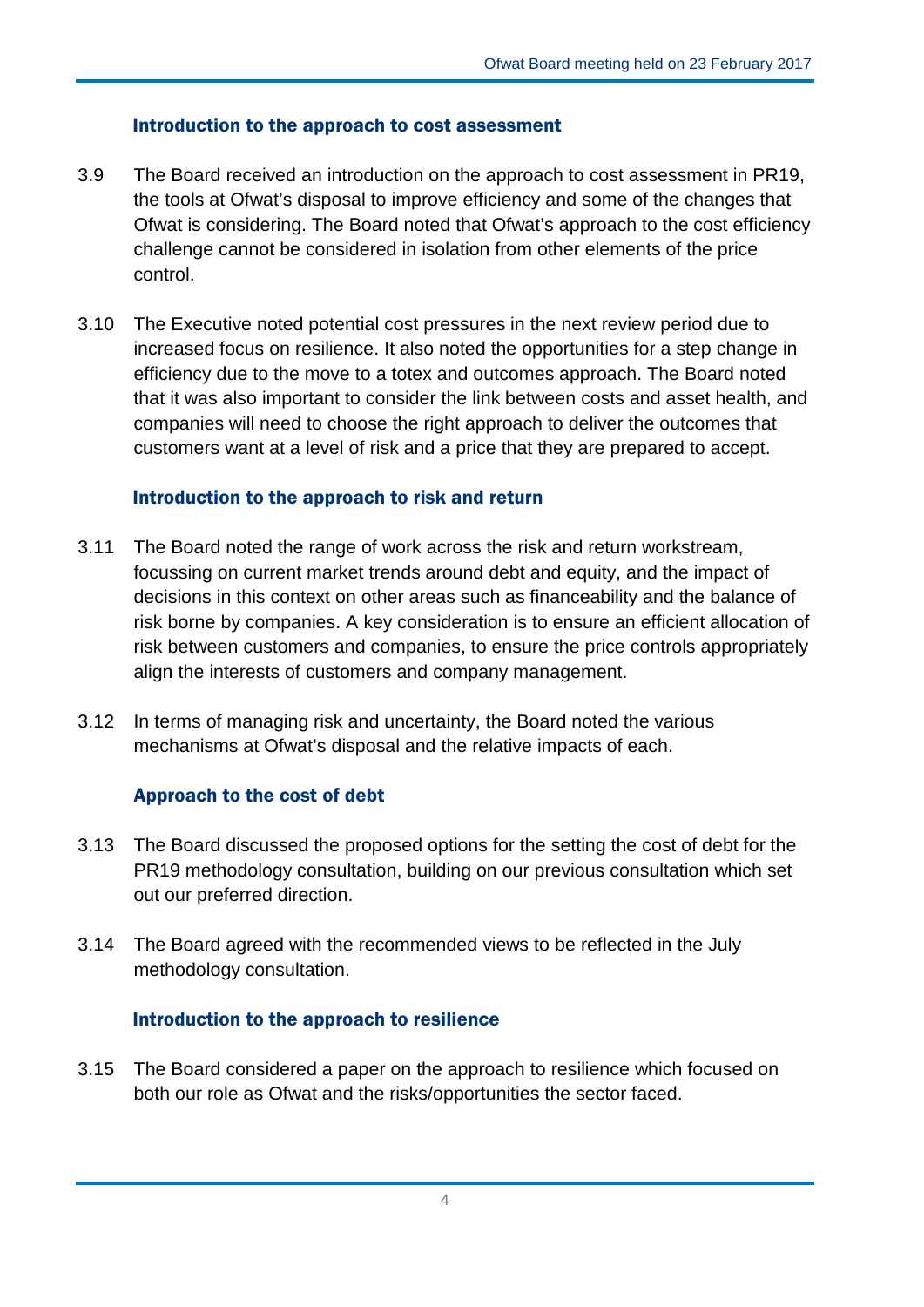### Introduction to the approach to cost assessment

3.9 The Board received an introduction on the approach to cost assessment in PR19, the tools at Ofwat's disposal to improve efficiency and some of the changes that Ofwat is considering. The Board noted that Ofwat's approach to the cost efficiency challenge cannot be considered in isolation from other elements of the price control.

3.10 The Executive noted potential cost pressures in the next review period due to increased focus on resilience. It also noted the opportunities for a step change in efficiency due to the move to a totex and outcomes approach. The Board noted that it was also important to consider the link between costs and asset health, and companies will need to choose the right approach to deliver the outcomes that customers want at a level of risk and a price that they are prepared to accept.

### Introduction to the approach to risk and return

3.11 The Board noted the range of work across the risk and return workstream, focussing on current market trends around debt and equity, and the impact of decisions in this context on other areas such as financeability and the balance of risk borne by companies. A key consideration is to ensure an efficient allocation of risk between customers and companies, to ensure the price controls appropriately align the interests of customers and company management.

3.12 In terms of managing risk and uncertainty, the Board noted the various mechanisms at Ofwat's disposal and the relative impacts of each.

### Approach to the cost of debt

3.13 The Board discussed the proposed options for the setting the cost of debt for the PR19 methodology consultation, building on our previous consultation which set out our preferred direction.

3.14 The Board agreed with the recommended views to be reflected in the July methodology consultation.

### Introduction to the approach to resilience

3.15 The Board considered a paper on the approach to resilience which focused on both our role as Ofwat and the risks/opportunities the sector faced.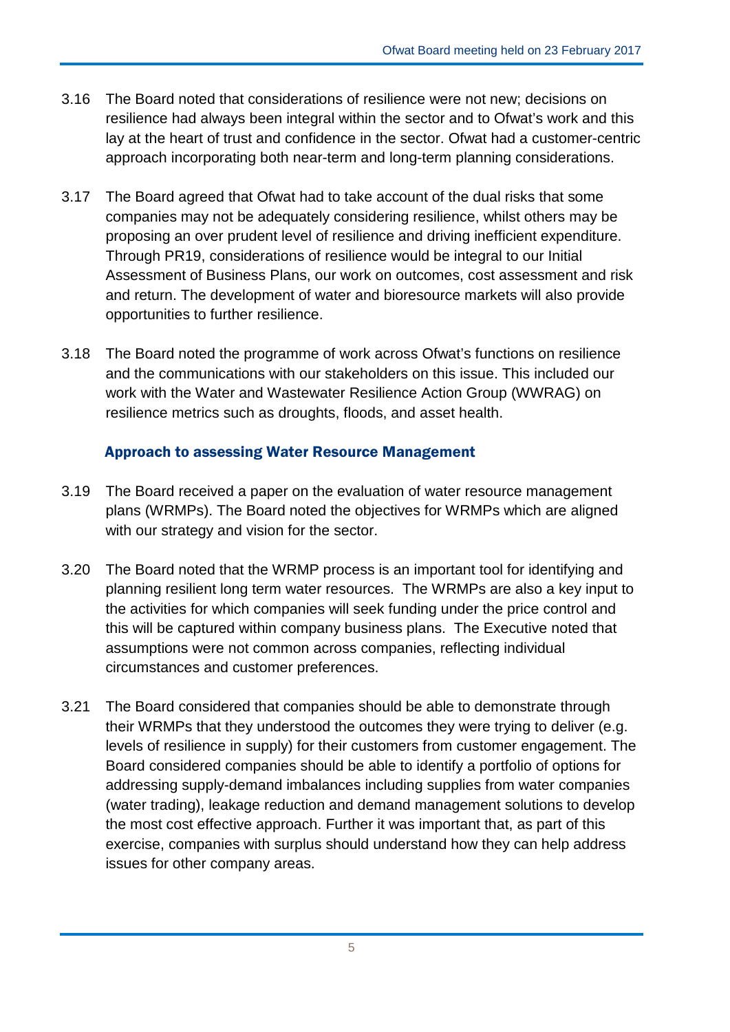3.16 The Board noted that considerations of resilience were not new; decisions on resilience had always been integral within the sector and to Ofwat's work and this lay at the heart of trust and confidence in the sector. Ofwat had a customer-centric approach incorporating both near-term and long-term planning considerations.

3.17 The Board agreed that Ofwat had to take account of the dual risks that some companies may not be adequately considering resilience, whilst others may be proposing an over prudent level of resilience and driving inefficient expenditure. Through PR19, considerations of resilience would be integral to our Initial Assessment of Business Plans, our work on outcomes, cost assessment and risk and return. The development of water and bioresource markets will also provide opportunities to further resilience.

3.18 The Board noted the programme of work across Ofwat's functions on resilience and the communications with our stakeholders on this issue. This included our work with the Water and Wastewater Resilience Action Group (WWRAG) on resilience metrics such as droughts, floods, and asset health.

### Approach to assessing Water Resource Management

3.19 The Board received a paper on the evaluation of water resource management plans (WRMPs). The Board noted the objectives for WRMPs which are aligned with our strategy and vision for the sector.

3.20 The Board noted that the WRMP process is an important tool for identifying and planning resilient long term water resources. The WRMPs are also a key input to the activities for which companies will seek funding under the price control and this will be captured within company business plans. The Executive noted that assumptions were not common across companies, reflecting individual circumstances and customer preferences.

3.21 The Board considered that companies should be able to demonstrate through their WRMPs that they understood the outcomes they were trying to deliver (e.g. levels of resilience in supply) for their customers from customer engagement. The Board considered companies should be able to identify a portfolio of options for addressing supply-demand imbalances including supplies from water companies (water trading), leakage reduction and demand management solutions to develop the most cost effective approach. Further it was important that, as part of this exercise, companies with surplus should understand how they can help address issues for other company areas.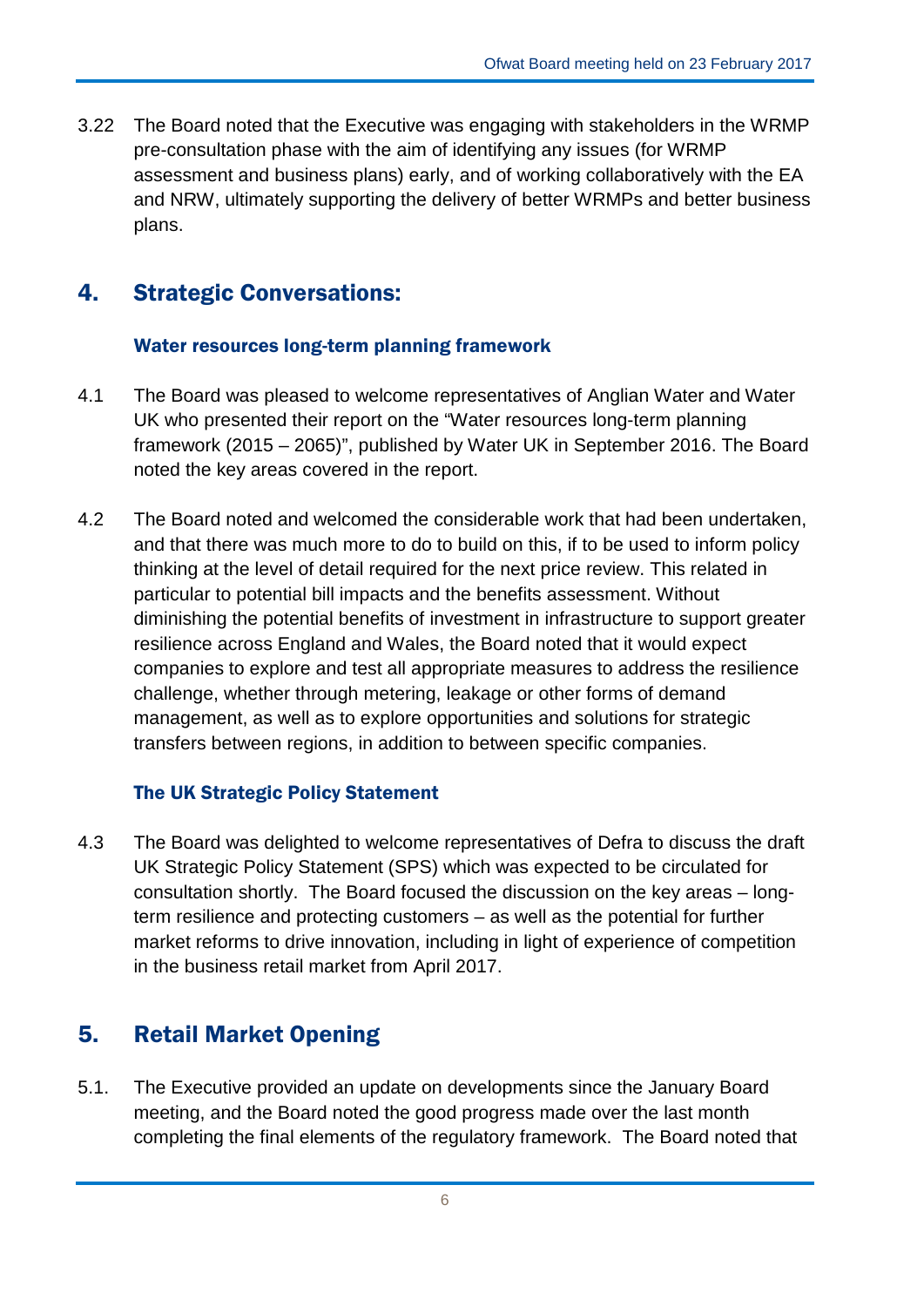3.22 The Board noted that the Executive was engaging with stakeholders in the WRMP pre-consultation phase with the aim of identifying any issues (for WRMP assessment and business plans) early, and of working collaboratively with the EA and NRW, ultimately supporting the delivery of better WRMPs and better business plans.

## 4. Strategic Conversations:

### Water resources long-term planning framework

4.1 The Board was pleased to welcome representatives of Anglian Water and Water UK who presented their report on the "Water resources long-term planning framework (2015 – 2065)", published by Water UK in September 2016. The Board noted the key areas covered in the report.

4.2 The Board noted and welcomed the considerable work that had been undertaken, and that there was much more to do to build on this, if to be used to inform policy thinking at the level of detail required for the next price review. This related in particular to potential bill impacts and the benefits assessment. Without diminishing the potential benefits of investment in infrastructure to support greater resilience across England and Wales, the Board noted that it would expect companies to explore and test all appropriate measures to address the resilience challenge, whether through metering, leakage or other forms of demand management, as well as to explore opportunities and solutions for strategic transfers between regions, in addition to between specific companies.

### The UK Strategic Policy Statement

4.3 The Board was delighted to welcome representatives of Defra to discuss the draft UK Strategic Policy Statement (SPS) which was expected to be circulated for consultation shortly. The Board focused the discussion on the key areas – long-term resilience and protecting customers – as well as the potential for further market reforms to drive innovation, including in light of experience of competition in the business retail market from April 2017.

## 5. Retail Market Opening

5.1. The Executive provided an update on developments since the January Board meeting, and the Board noted the good progress made over the last month completing the final elements of the regulatory framework. The Board noted that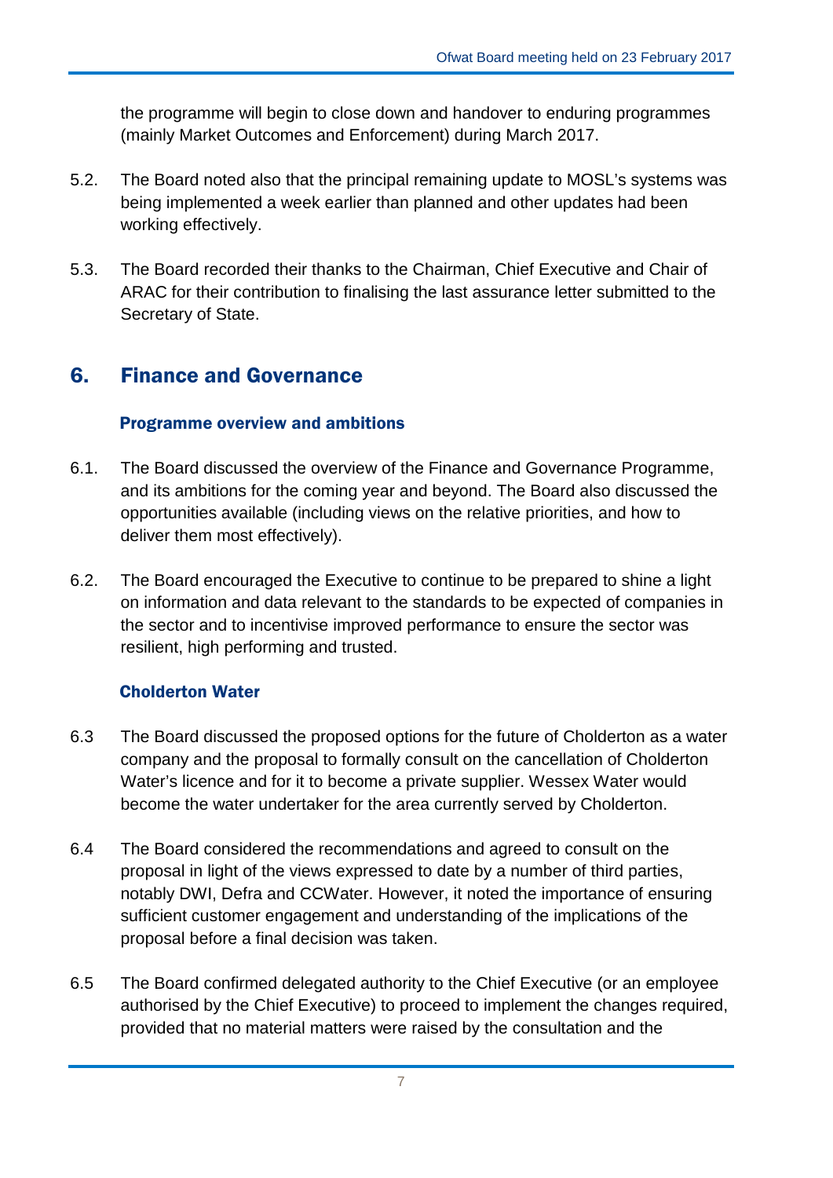the programme will begin to close down and handover to enduring programmes (mainly Market Outcomes and Enforcement) during March 2017.

5.2. The Board noted also that the principal remaining update to MOSL's systems was being implemented a week earlier than planned and other updates had been working effectively.

5.3. The Board recorded their thanks to the Chairman, Chief Executive and Chair of ARAC for their contribution to finalising the last assurance letter submitted to the Secretary of State.

## 6. Finance and Governance

### Programme overview and ambitions

6.1. The Board discussed the overview of the Finance and Governance Programme, and its ambitions for the coming year and beyond. The Board also discussed the opportunities available (including views on the relative priorities, and how to deliver them most effectively).

6.2. The Board encouraged the Executive to continue to be prepared to shine a light on information and data relevant to the standards to be expected of companies in the sector and to incentivise improved performance to ensure the sector was resilient, high performing and trusted.

### Cholderton Water

6.3 The Board discussed the proposed options for the future of Cholderton as a water company and the proposal to formally consult on the cancellation of Cholderton Water's licence and for it to become a private supplier. Wessex Water would become the water undertaker for the area currently served by Cholderton.

6.4 The Board considered the recommendations and agreed to consult on the proposal in light of the views expressed to date by a number of third parties, notably DWI, Defra and CCWater. However, it noted the importance of ensuring sufficient customer engagement and understanding of the implications of the proposal before a final decision was taken.

6.5 The Board confirmed delegated authority to the Chief Executive (or an employee authorised by the Chief Executive) to proceed to implement the changes required, provided that no material matters were raised by the consultation and the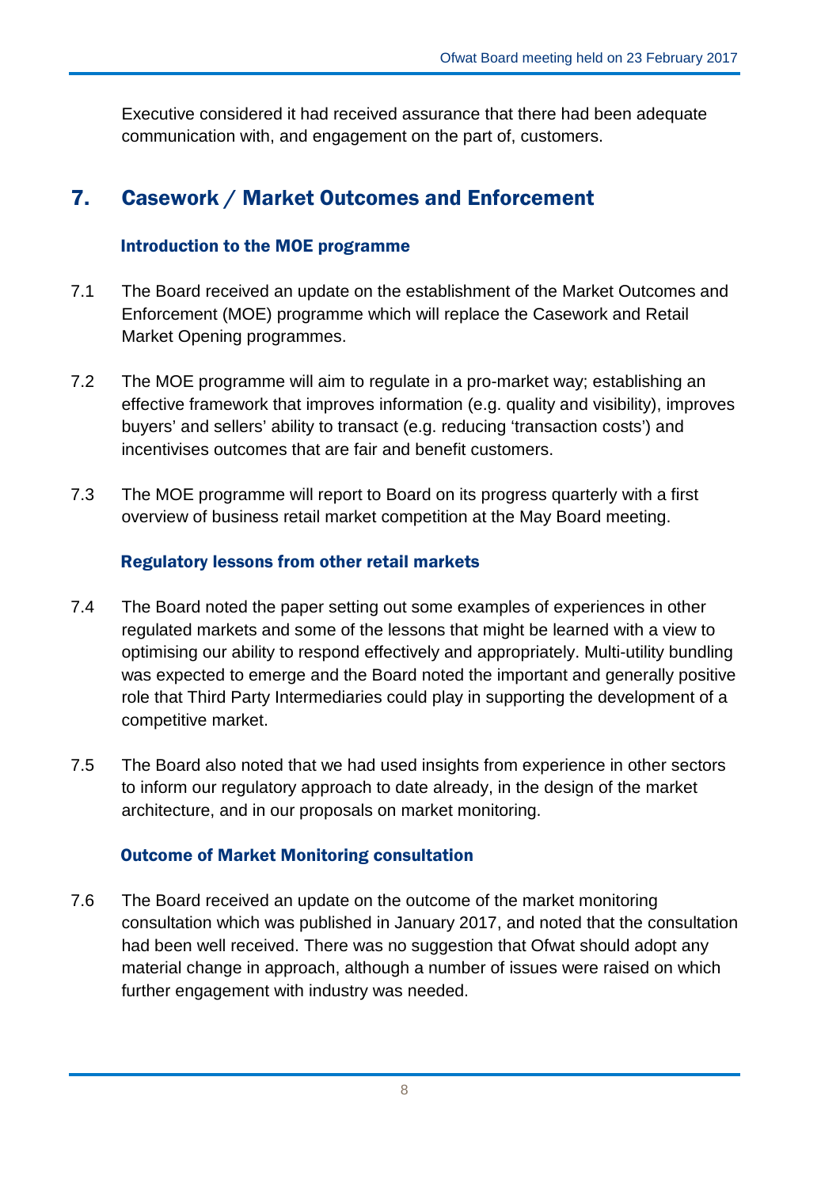Executive considered it had received assurance that there had been adequate communication with, and engagement on the part of, customers.

## 7. Casework / Market Outcomes and Enforcement

### Introduction to the MOE programme

7.1 The Board received an update on the establishment of the Market Outcomes and Enforcement (MOE) programme which will replace the Casework and Retail Market Opening programmes.

7.2 The MOE programme will aim to regulate in a pro-market way; establishing an effective framework that improves information (e.g. quality and visibility), improves buyers' and sellers' ability to transact (e.g. reducing 'transaction costs') and incentivises outcomes that are fair and benefit customers.

7.3 The MOE programme will report to Board on its progress quarterly with a first overview of business retail market competition at the May Board meeting.

### Regulatory lessons from other retail markets

7.4 The Board noted the paper setting out some examples of experiences in other regulated markets and some of the lessons that might be learned with a view to optimising our ability to respond effectively and appropriately. Multi-utility bundling was expected to emerge and the Board noted the important and generally positive role that Third Party Intermediaries could play in supporting the development of a competitive market.

7.5 The Board also noted that we had used insights from experience in other sectors to inform our regulatory approach to date already, in the design of the market architecture, and in our proposals on market monitoring.

### Outcome of Market Monitoring consultation

7.6 The Board received an update on the outcome of the market monitoring consultation which was published in January 2017, and noted that the consultation had been well received. There was no suggestion that Ofwat should adopt any material change in approach, although a number of issues were raised on which further engagement with industry was needed.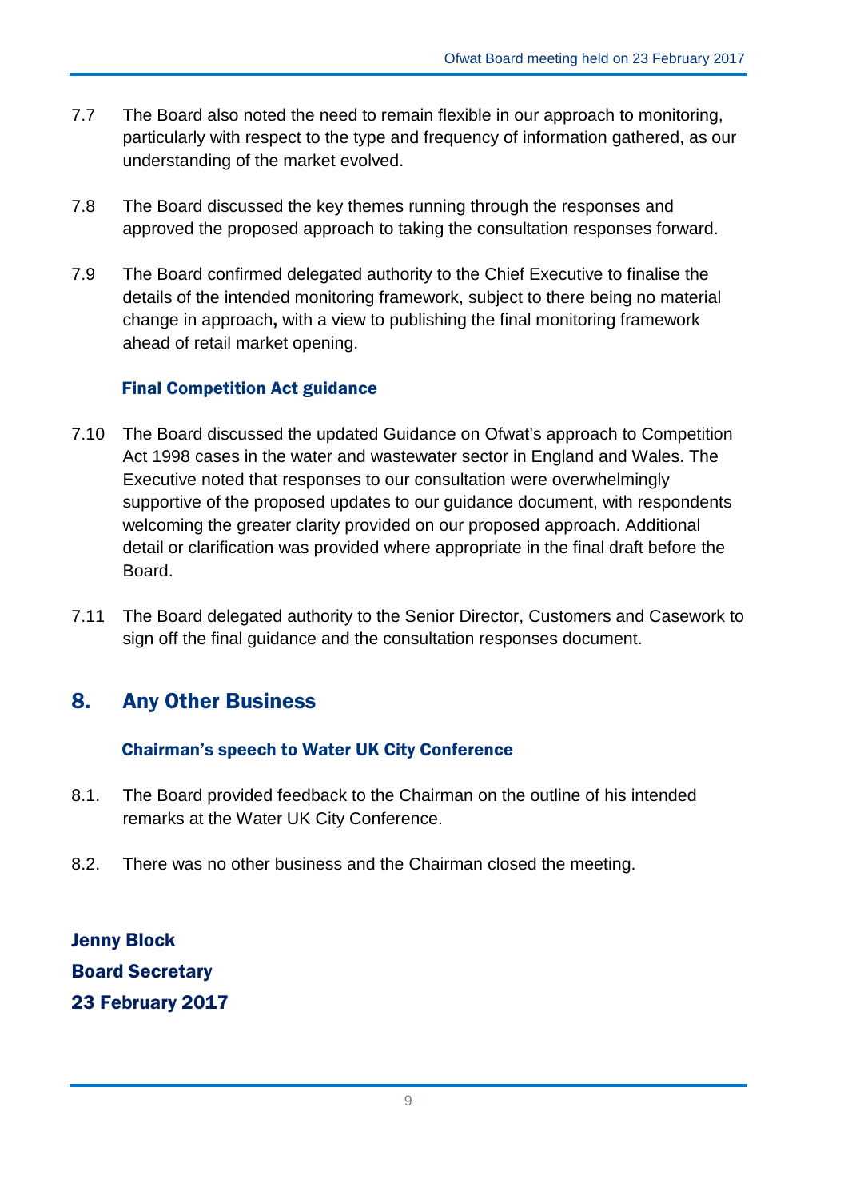7.7 The Board also noted the need to remain flexible in our approach to monitoring, particularly with respect to the type and frequency of information gathered, as our understanding of the market evolved.

7.8 The Board discussed the key themes running through the responses and approved the proposed approach to taking the consultation responses forward.

7.9 The Board confirmed delegated authority to the Chief Executive to finalise the details of the intended monitoring framework, subject to there being no material change in approach**,** with a view to publishing the final monitoring framework ahead of retail market opening.

### Final Competition Act guidance

7.10 The Board discussed the updated Guidance on Ofwat's approach to Competition Act 1998 cases in the water and wastewater sector in England and Wales. The Executive noted that responses to our consultation were overwhelmingly supportive of the proposed updates to our guidance document, with respondents welcoming the greater clarity provided on our proposed approach. Additional detail or clarification was provided where appropriate in the final draft before the Board.

7.11 The Board delegated authority to the Senior Director, Customers and Casework to sign off the final guidance and the consultation responses document.

## 8. Any Other Business

### Chairman's speech to Water UK City Conference

8.1. The Board provided feedback to the Chairman on the outline of his intended remarks at the Water UK City Conference.

8.2. There was no other business and the Chairman closed the meeting.

**Jenny Block**
**Board Secretary**
**23 February 2017**